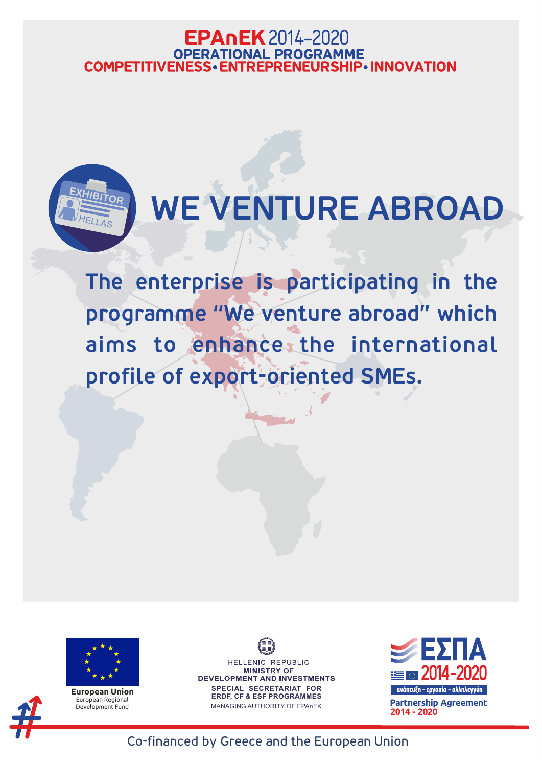**EPAnEK** 2014-2020
**OPERATIONAL PROGRAMME**
**COMPETITIVENESS • ENTREPRENEURSHIP • INNOVATION**

EXHIBITOR HELLAS

# WE VENTURE ABROAD

**The enterprise is participating in the programme "We venture abroad" which aims to enhance the international profile of export-oriented SMEs.**

**European Union**
European Regional Development Fund

HELLENIC REPUBLIC
**MINISTRY OF DEVELOPMENT AND INVESTMENTS**
**SPECIAL SECRETARIAT FOR ERDF, CF & ESF PROGRAMMES**
MANAGING AUTHORITY OF EPAnEK

**ΕΣΠΑ 2014-2020**
ανάπτυξη - εργασία - αλληλεγγύη
**Partnership Agreement 2014 - 2020**

Co-financed by Greece and the European Union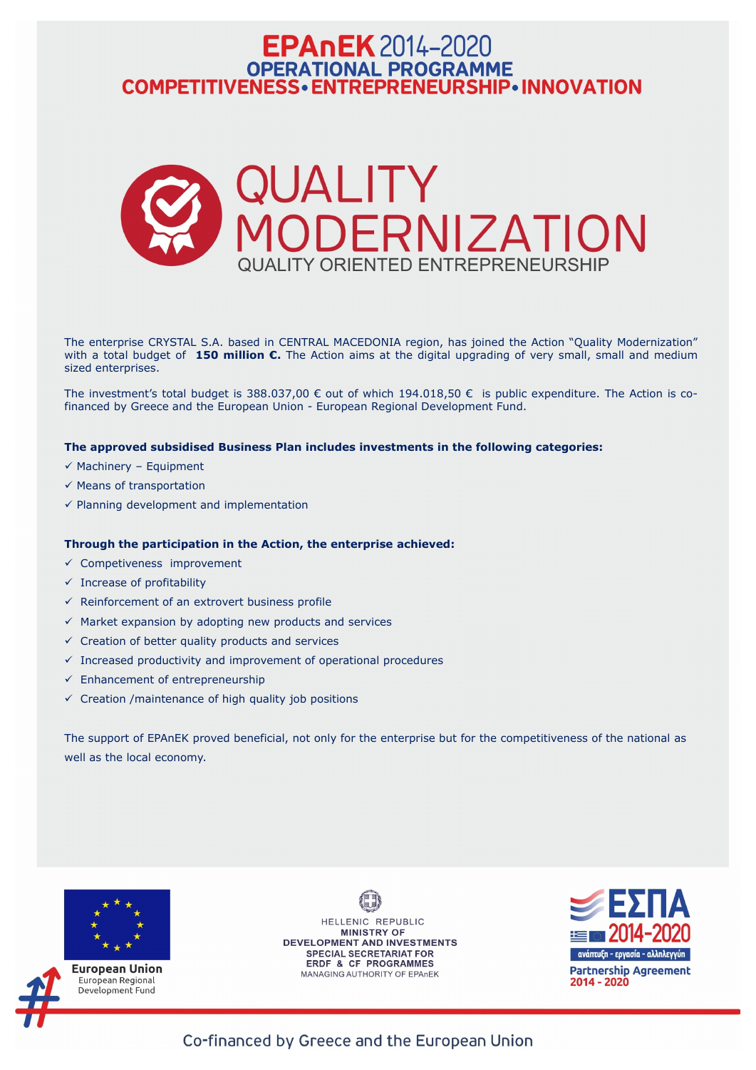# EPAnEK 2014–2020

## OPERATIONAL PROGRAMME

## COMPETITIVENESS • ENTREPRENEURSHIP • INNOVATION

# QUALITY MODERNIZATION

### QUALITY ORIENTED ENTREPRENEURSHIP

The enterprise CRYSTAL S.A. based in CENTRAL MACEDONIA region, has joined the Action "Quality Modernization" with a total budget of **150 million €.** The Action aims at the digital upgrading of very small, small and medium sized enterprises.

The investment's total budget is 388.037,00 € out of which 194.018,50 € is public expenditure. The Action is co-financed by Greece and the European Union - European Regional Development Fund.

**The approved subsidised Business Plan includes investments in the following categories:**

- ✓ Machinery – Equipment
- ✓ Means of transportation
- ✓ Planning development and implementation

**Through the participation in the Action, the enterprise achieved:**

- ✓ Competitiveness improvement
- ✓ Increase of profitability
- ✓ Reinforcement of an extrovert business profile
- ✓ Market expansion by adopting new products and services
- ✓ Creation of better quality products and services
- ✓ Increased productivity and improvement of operational procedures
- ✓ Enhancement of entrepreneurship
- ✓ Creation /maintenance of high quality job positions

The support of EPAnEK proved beneficial, not only for the enterprise but for the competitiveness of the national as well as the local economy.

European Union
European Regional Development Fund

HELLENIC REPUBLIC
MINISTRY OF DEVELOPMENT AND INVESTMENTS
SPECIAL SECRETARIAT FOR ERDF & CF PROGRAMMES
MANAGING AUTHORITY OF EPAnEK

ΕΣΠΑ 2014-2020
ανάπτυξη - εργασία - αλληλεγγύη
Partnership Agreement 2014 - 2020

Co-financed by Greece and the European Union